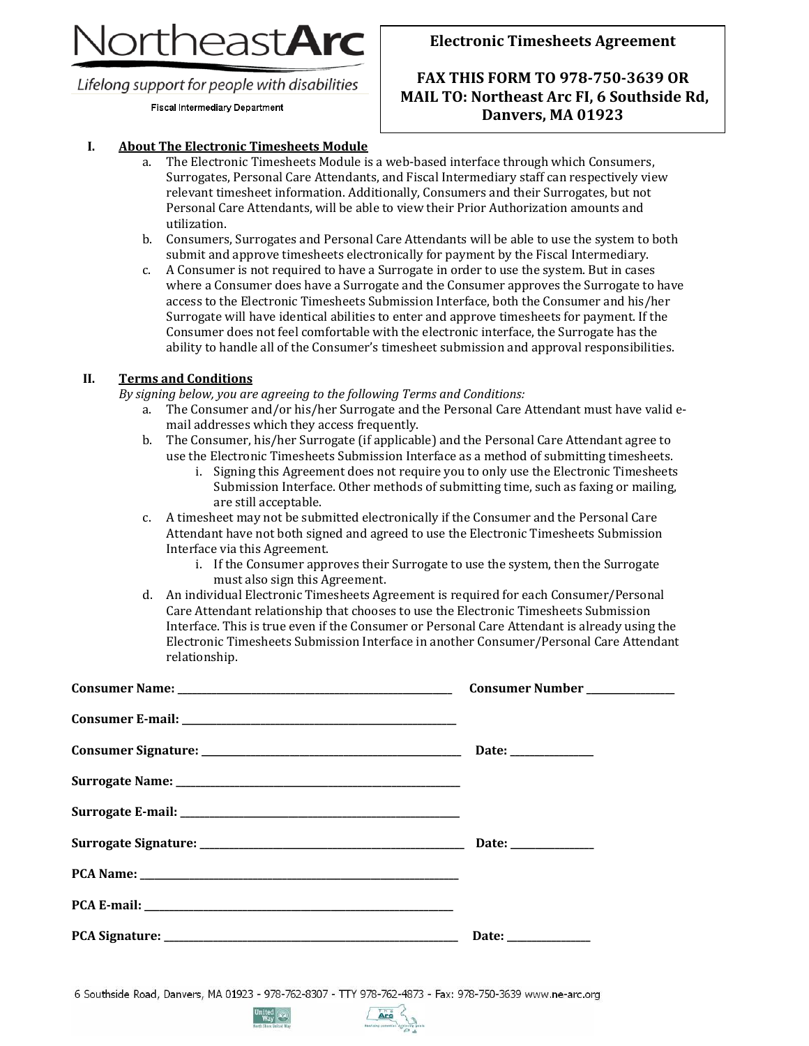# NortheastArc

*Lifelong support for people with disabilities*

Fiscal Intermediary Department

**Electronic Timesheets Agreement**

**FAX THIS FORM TO 978-750-3639 OR MAIL TO: Northeast Arc FI, 6 Southside Rd, Danvers, MA 01923**

## I. About The Electronic Timesheets Module

a. The Electronic Timesheets Module is a web-based interface through which Consumers, Surrogates, Personal Care Attendants, and Fiscal Intermediary staff can respectively view relevant timesheet information. Additionally, Consumers and their Surrogates, but not Personal Care Attendants, will be able to view their Prior Authorization amounts and utilization.

b. Consumers, Surrogates and Personal Care Attendants will be able to use the system to both submit and approve timesheets electronically for payment by the Fiscal Intermediary.

c. A Consumer is not required to have a Surrogate in order to use the system. But in cases where a Consumer does have a Surrogate and the Consumer approves the Surrogate to have access to the Electronic Timesheets Submission Interface, both the Consumer and his/her Surrogate will have identical abilities to enter and approve timesheets for payment. If the Consumer does not feel comfortable with the electronic interface, the Surrogate has the ability to handle all of the Consumer's timesheet submission and approval responsibilities.

## II. Terms and Conditions

*By signing below, you are agreeing to the following Terms and Conditions:*

a. The Consumer and/or his/her Surrogate and the Personal Care Attendant must have valid e-mail addresses which they access frequently.

b. The Consumer, his/her Surrogate (if applicable) and the Personal Care Attendant agree to use the Electronic Timesheets Submission Interface as a method of submitting timesheets.
   i. Signing this Agreement does not require you to only use the Electronic Timesheets Submission Interface. Other methods of submitting time, such as faxing or mailing, are still acceptable.

c. A timesheet may not be submitted electronically if the Consumer and the Personal Care Attendant have not both signed and agreed to use the Electronic Timesheets Submission Interface via this Agreement.
   i. If the Consumer approves their Surrogate to use the system, then the Surrogate must also sign this Agreement.

d. An individual Electronic Timesheets Agreement is required for each Consumer/Personal Care Attendant relationship that chooses to use the Electronic Timesheets Submission Interface. This is true even if the Consumer or Personal Care Attendant is already using the Electronic Timesheets Submission Interface in another Consumer/Personal Care Attendant relationship.

**Consumer Name:** ______________________ **Consumer Number** ____________

**Consumer E-mail:** ______________________

**Consumer Signature:** ______________________ **Date:** ____________

**Surrogate Name:** ______________________

**Surrogate E-mail:** ______________________

**Surrogate Signature:** ______________________ **Date:** ____________

**PCA Name:** ______________________

**PCA E-mail:** ______________________

**PCA Signature:** ______________________ **Date:** ____________

6 Southside Road, Danvers, MA 01923 - 978-762-8307 - TTY 978-762-4873 - Fax: 978-750-3639 www.ne-arc.org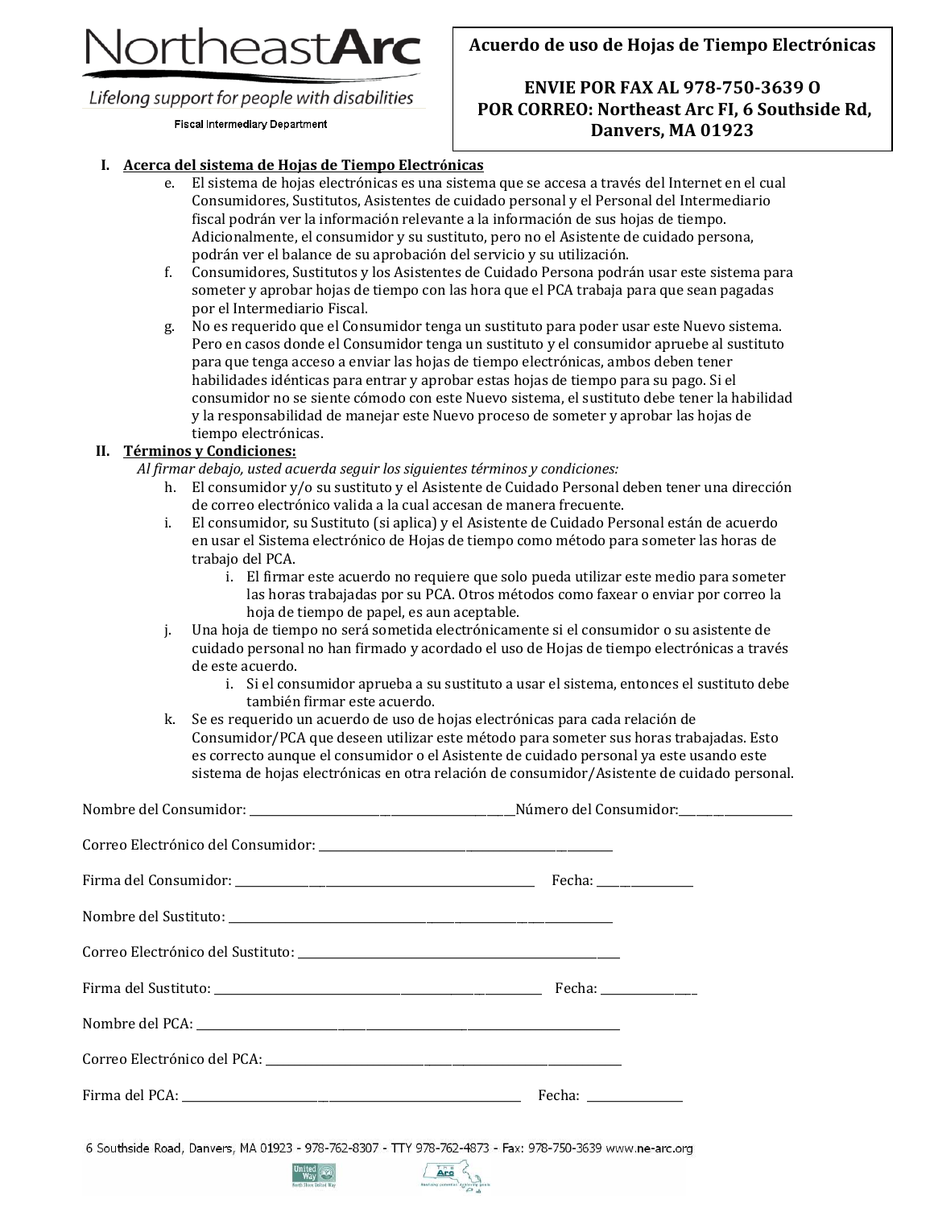**NortheastArc**

*Lifelong support for people with disabilities*

Fiscal Intermediary Department

**Acuerdo de uso de Hojas de Tiempo Electrónicas**

**ENVIE POR FAX AL 978-750-3639 O POR CORREO: Northeast Arc FI, 6 Southside Rd, Danvers, MA 01923**

## I. Acerca del sistema de Hojas de Tiempo Electrónicas

e. El sistema de hojas electrónicas es una sistema que se accesa a través del Internet en el cual Consumidores, Sustitutos, Asistentes de cuidado personal y el Personal del Intermediario fiscal podrán ver la información relevante a la información de sus hojas de tiempo. Adicionalmente, el consumidor y su sustituto, pero no el Asistente de cuidado persona, podrán ver el balance de su aprobación del servicio y su utilización.

f. Consumidores, Sustitutos y los Asistentes de Cuidado Persona podrán usar este sistema para someter y aprobar hojas de tiempo con las hora que el PCA trabaja para que sean pagadas por el Intermediario Fiscal.

g. No es requerido que el Consumidor tenga un sustituto para poder usar este Nuevo sistema. Pero en casos donde el Consumidor tenga un sustituto y el consumidor apruebe al sustituto para que tenga acceso a enviar las hojas de tiempo electrónicas, ambos deben tener habilidades idénticas para entrar y aprobar estas hojas de tiempo para su pago. Si el consumidor no se siente cómodo con este Nuevo sistema, el sustituto debe tener la habilidad y la responsabilidad de manejar este Nuevo proceso de someter y aprobar las hojas de tiempo electrónicas.

## II. Términos y Condiciones:

*Al firmar debajo, usted acuerda seguir los siguientes términos y condiciones:*

h. El consumidor y/o su sustituto y el Asistente de Cuidado Personal deben tener una dirección de correo electrónico valida a la cual accesan de manera frecuente.

i. El consumidor, su Sustituto (si aplica) y el Asistente de Cuidado Personal están de acuerdo en usar el Sistema electrónico de Hojas de tiempo como método para someter las horas de trabajo del PCA.
   - i. El firmar este acuerdo no requiere que solo pueda utilizar este medio para someter las horas trabajadas por su PCA. Otros métodos como faxear o enviar por correo la hoja de tiempo de papel, es aun aceptable.

j. Una hoja de tiempo no será sometida electrónicamente si el consumidor o su asistente de cuidado personal no han firmado y acordado el uso de Hojas de tiempo electrónicas a través de este acuerdo.
   - i. Si el consumidor aprueba a su sustituto a usar el sistema, entonces el sustituto debe también firmar este acuerdo.

k. Se es requerido un acuerdo de uso de hojas electrónicas para cada relación de Consumidor/PCA que deseen utilizar este método para someter sus horas trabajadas. Esto es correcto aunque el consumidor o el Asistente de cuidado personal ya este usando este sistema de hojas electrónicas en otra relación de consumidor/Asistente de cuidado personal.

Nombre del Consumidor: ______________________________ Número del Consumidor: ______________

Correo Electrónico del Consumidor: ______________________________

Firma del Consumidor: ______________________________ Fecha: ____________

Nombre del Sustituto: ______________________________

Correo Electrónico del Sustituto: ______________________________

Firma del Sustituto: ______________________________ Fecha: ____________

Nombre del PCA: ______________________________

Correo Electrónico del PCA: ______________________________

Firma del PCA: ______________________________ Fecha: ____________

6 Southside Road, Danvers, MA 01923 - 978-762-8307 - TTY 978-762-4873 - Fax: 978-750-3639 www.ne-arc.org